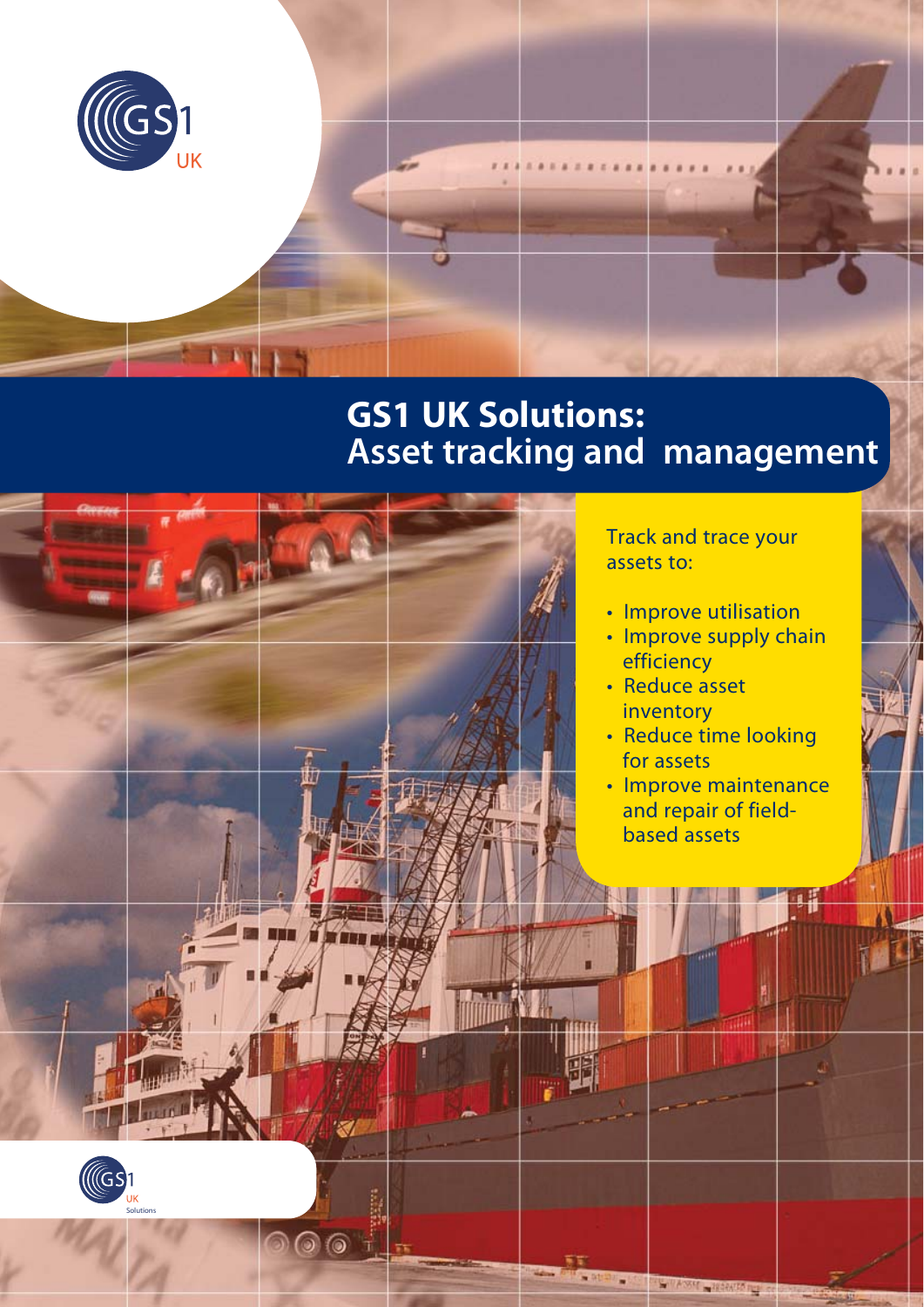# GS1 UK Solutions: Asset tracking and management

Track and trace your assets to:

- Improve utilisation
- Improve supply chain efficiency
- Reduce asset inventory
- Reduce time looking for assets
- Improve maintenance and repair of field-based assets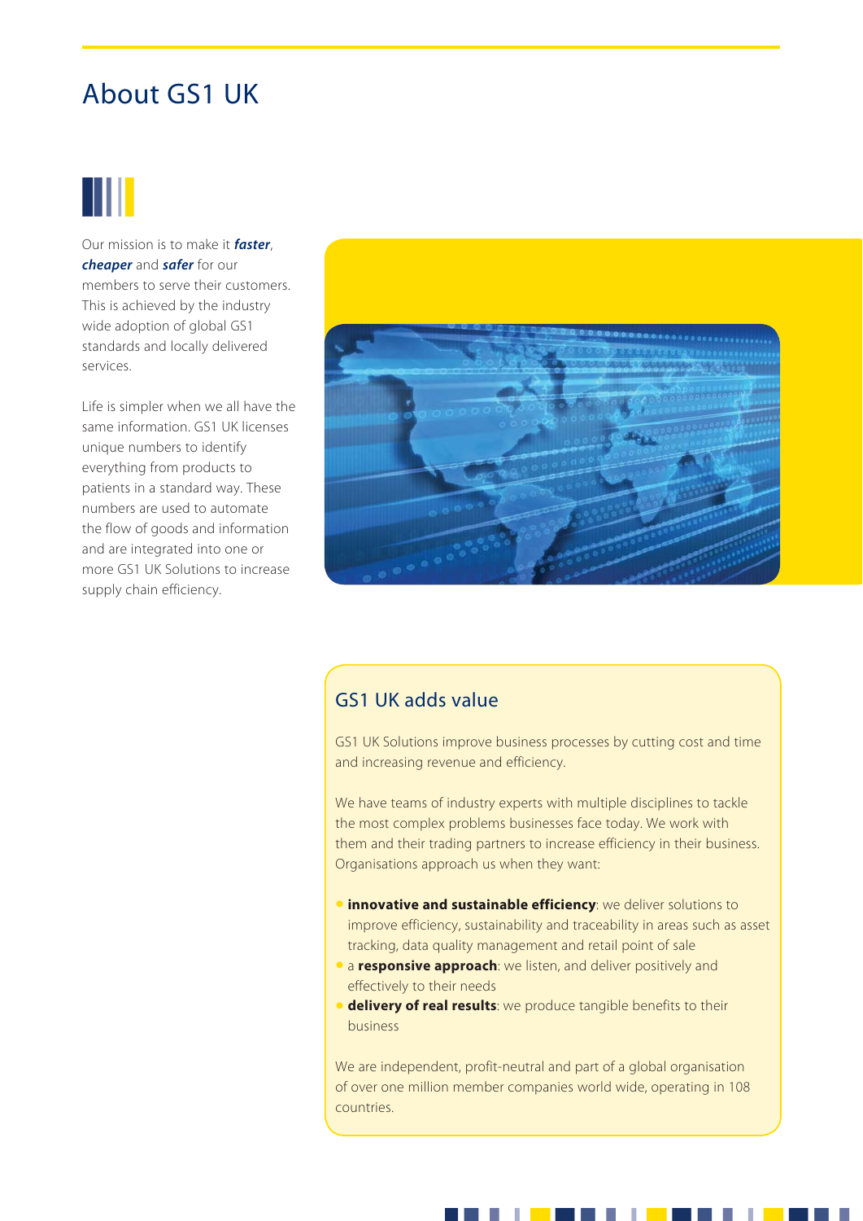# About GS1 UK

Our mission is to make it ***faster***, ***cheaper*** and ***safer*** for our members to serve their customers. This is achieved by the industry wide adoption of global GS1 standards and locally delivered services.

Life is simpler when we all have the same information. GS1 UK licenses unique numbers to identify everything from products to patients in a standard way. These numbers are used to automate the flow of goods and information and are integrated into one or more GS1 UK Solutions to increase supply chain efficiency.

## GS1 UK adds value

GS1 UK Solutions improve business processes by cutting cost and time and increasing revenue and efficiency.

We have teams of industry experts with multiple disciplines to tackle the most complex problems businesses face today. We work with them and their trading partners to increase efficiency in their business. Organisations approach us when they want:

- **innovative and sustainable efficiency**: we deliver solutions to improve efficiency, sustainability and traceability in areas such as asset tracking, data quality management and retail point of sale
- a **responsive approach**: we listen, and deliver positively and effectively to their needs
- **delivery of real results**: we produce tangible benefits to their business

We are independent, profit-neutral and part of a global organisation of over one million member companies world wide, operating in 108 countries.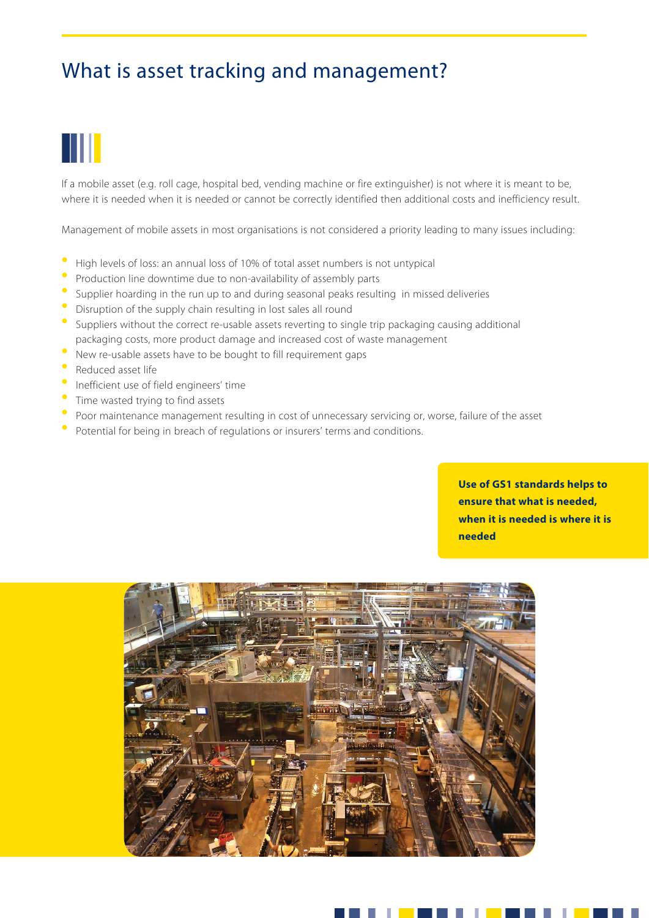# What is asset tracking and management?

If a mobile asset (e.g. roll cage, hospital bed, vending machine or fire extinguisher) is not where it is meant to be, where it is needed when it is needed or cannot be correctly identified then additional costs and inefficiency result.

Management of mobile assets in most organisations is not considered a priority leading to many issues including:

- High levels of loss: an annual loss of 10% of total asset numbers is not untypical
- Production line downtime due to non-availability of assembly parts
- Supplier hoarding in the run up to and during seasonal peaks resulting in missed deliveries
- Disruption of the supply chain resulting in lost sales all round
- Suppliers without the correct re-usable assets reverting to single trip packaging causing additional packaging costs, more product damage and increased cost of waste management
- New re-usable assets have to be bought to fill requirement gaps
- Reduced asset life
- Inefficient use of field engineers' time
- Time wasted trying to find assets
- Poor maintenance management resulting in cost of unnecessary servicing or, worse, failure of the asset
- Potential for being in breach of regulations or insurers' terms and conditions.

**Use of GS1 standards helps to ensure that what is needed, when it is needed is where it is needed**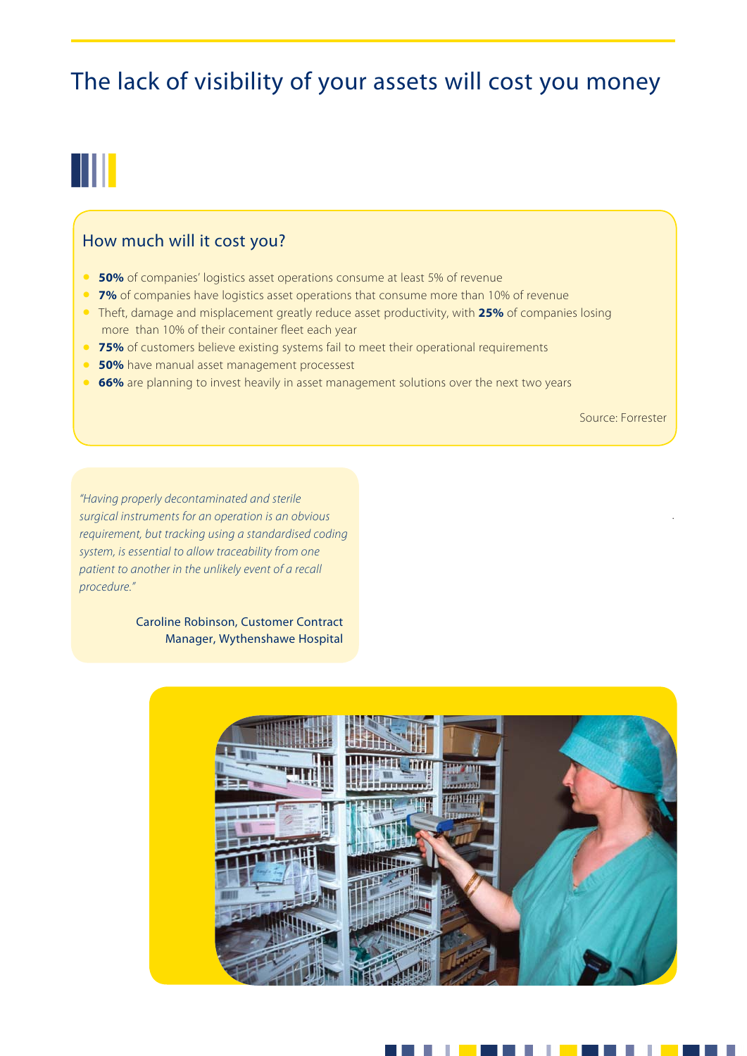# The lack of visibility of your assets will cost you money

## How much will it cost you?

- **50%** of companies' logistics asset operations consume at least 5% of revenue
- **7%** of companies have logistics asset operations that consume more than 10% of revenue
- Theft, damage and misplacement greatly reduce asset productivity, with **25%** of companies losing more than 10% of their container fleet each year
- **75%** of customers believe existing systems fail to meet their operational requirements
- **50%** have manual asset management processest
- **66%** are planning to invest heavily in asset management solutions over the next two years

Source: Forrester

*"Having properly decontaminated and sterile surgical instruments for an operation is an obvious requirement, but tracking using a standardised coding system, is essential to allow traceability from one patient to another in the unlikely event of a recall procedure."*

Caroline Robinson, Customer Contract Manager, Wythenshawe Hospital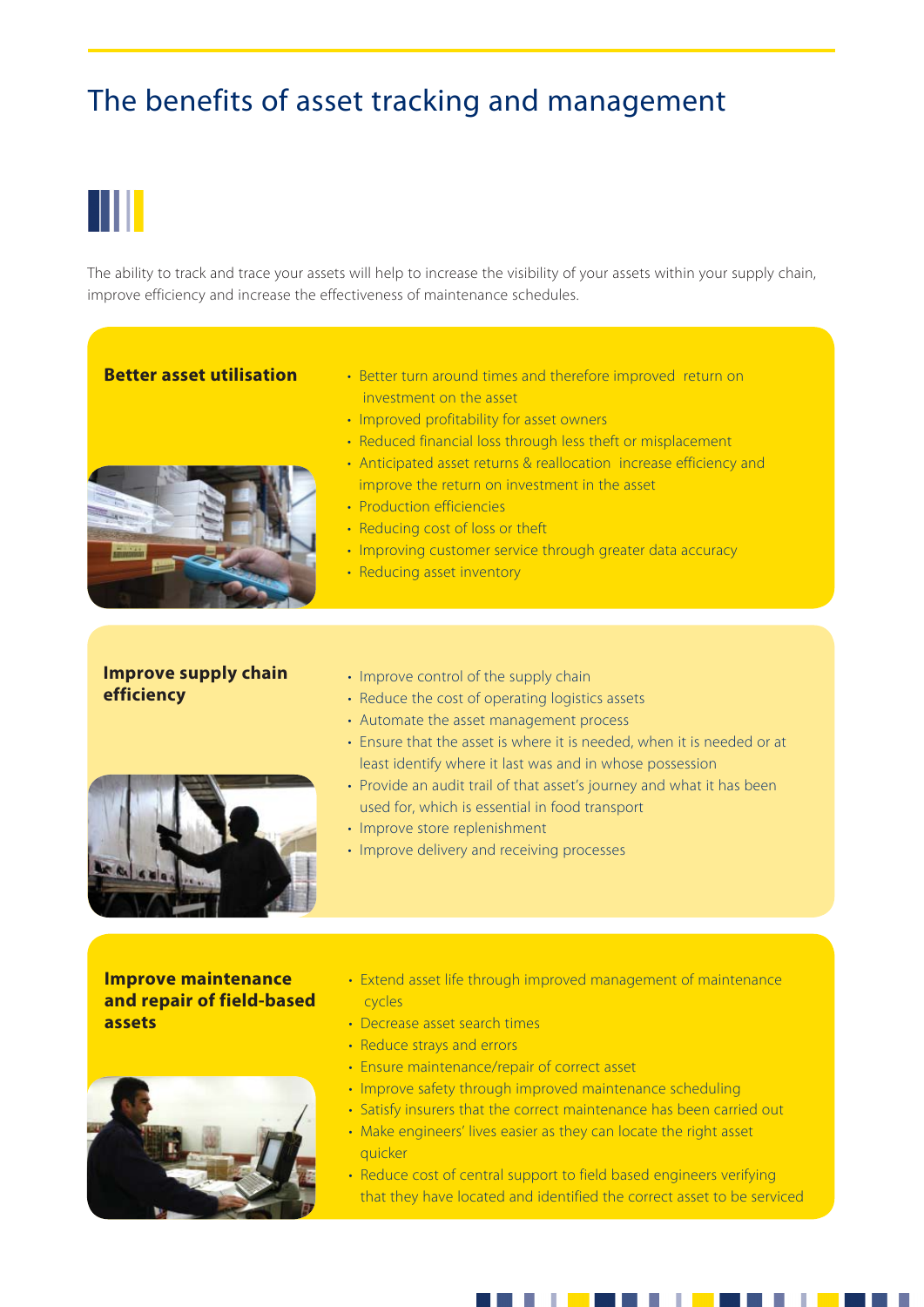# The benefits of asset tracking and management

The ability to track and trace your assets will help to increase the visibility of your assets within your supply chain, improve efficiency and increase the effectiveness of maintenance schedules.

### Better asset utilisation

- Better turn around times and therefore improved return on investment on the asset
- Improved profitability for asset owners
- Reduced financial loss through less theft or misplacement
- Anticipated asset returns & reallocation increase efficiency and improve the return on investment in the asset
- Production efficiencies
- Reducing cost of loss or theft
- Improving customer service through greater data accuracy
- Reducing asset inventory

### Improve supply chain efficiency

- Improve control of the supply chain
- Reduce the cost of operating logistics assets
- Automate the asset management process
- Ensure that the asset is where it is needed, when it is needed or at least identify where it last was and in whose possession
- Provide an audit trail of that asset's journey and what it has been used for, which is essential in food transport
- Improve store replenishment
- Improve delivery and receiving processes

### Improve maintenance and repair of field-based assets

- Extend asset life through improved management of maintenance cycles
- Decrease asset search times
- Reduce strays and errors
- Ensure maintenance/repair of correct asset
- Improve safety through improved maintenance scheduling
- Satisfy insurers that the correct maintenance has been carried out
- Make engineers' lives easier as they can locate the right asset quicker
- Reduce cost of central support to field based engineers verifying that they have located and identified the correct asset to be serviced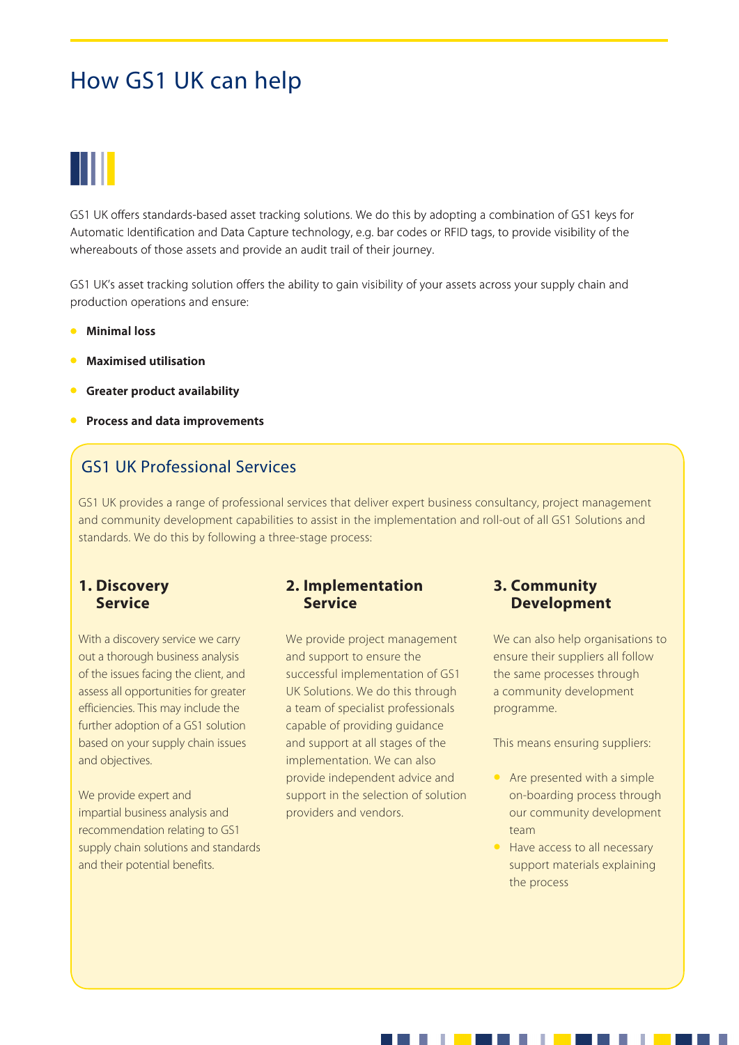# How GS1 UK can help

GS1 UK offers standards-based asset tracking solutions. We do this by adopting a combination of GS1 keys for Automatic Identification and Data Capture technology, e.g. bar codes or RFID tags, to provide visibility of the whereabouts of those assets and provide an audit trail of their journey.

GS1 UK's asset tracking solution offers the ability to gain visibility of your assets across your supply chain and production operations and ensure:

- **Minimal loss**
- **Maximised utilisation**
- **Greater product availability**
- **Process and data improvements**

## GS1 UK Professional Services

GS1 UK provides a range of professional services that deliver expert business consultancy, project management and community development capabilities to assist in the implementation and roll-out of all GS1 Solutions and standards. We do this by following a three-stage process:

### 1. Discovery Service

With a discovery service we carry out a thorough business analysis of the issues facing the client, and assess all opportunities for greater efficiencies. This may include the further adoption of a GS1 solution based on your supply chain issues and objectives.

We provide expert and impartial business analysis and recommendation relating to GS1 supply chain solutions and standards and their potential benefits.

### 2. Implementation Service

We provide project management and support to ensure the successful implementation of GS1 UK Solutions. We do this through a team of specialist professionals capable of providing guidance and support at all stages of the implementation. We can also provide independent advice and support in the selection of solution providers and vendors.

### 3. Community Development

We can also help organisations to ensure their suppliers all follow the same processes through a community development programme.

This means ensuring suppliers:

- Are presented with a simple on-boarding process through our community development team
- Have access to all necessary support materials explaining the process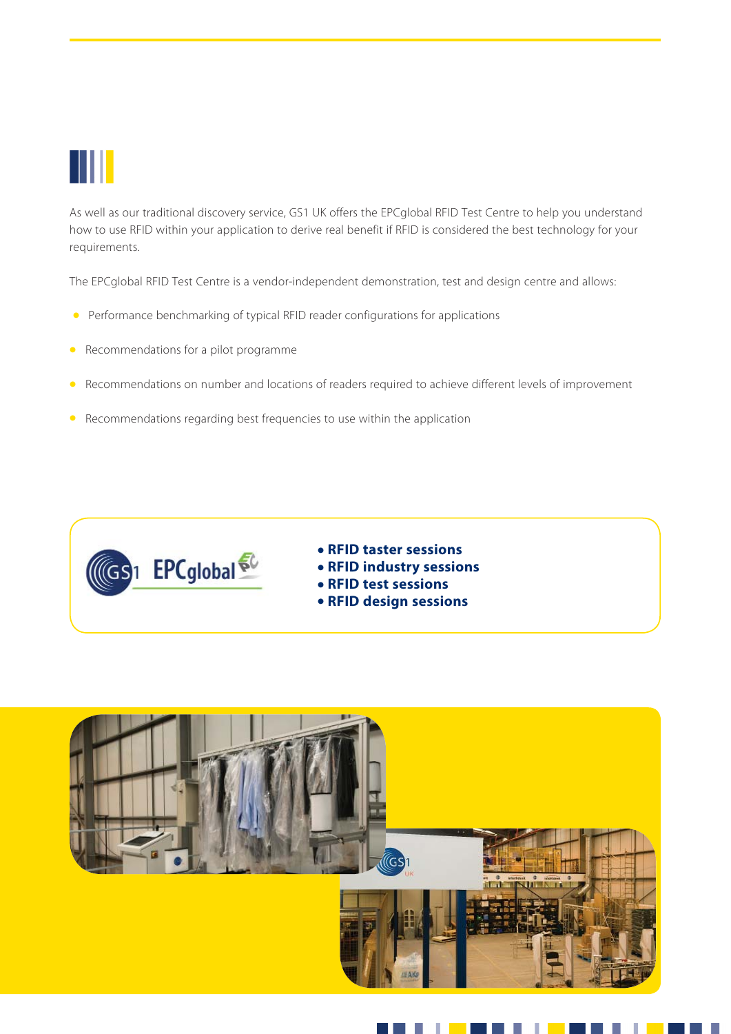As well as our traditional discovery service, GS1 UK offers the EPCglobal RFID Test Centre to help you understand how to use RFID within your application to derive real benefit if RFID is considered the best technology for your requirements.

The EPCglobal RFID Test Centre is a vendor-independent demonstration, test and design centre and allows:

- Performance benchmarking of typical RFID reader configurations for applications
- Recommendations for a pilot programme
- Recommendations on number and locations of readers required to achieve different levels of improvement
- Recommendations regarding best frequencies to use within the application

- **RFID taster sessions**
- **RFID industry sessions**
- **RFID test sessions**
- **RFID design sessions**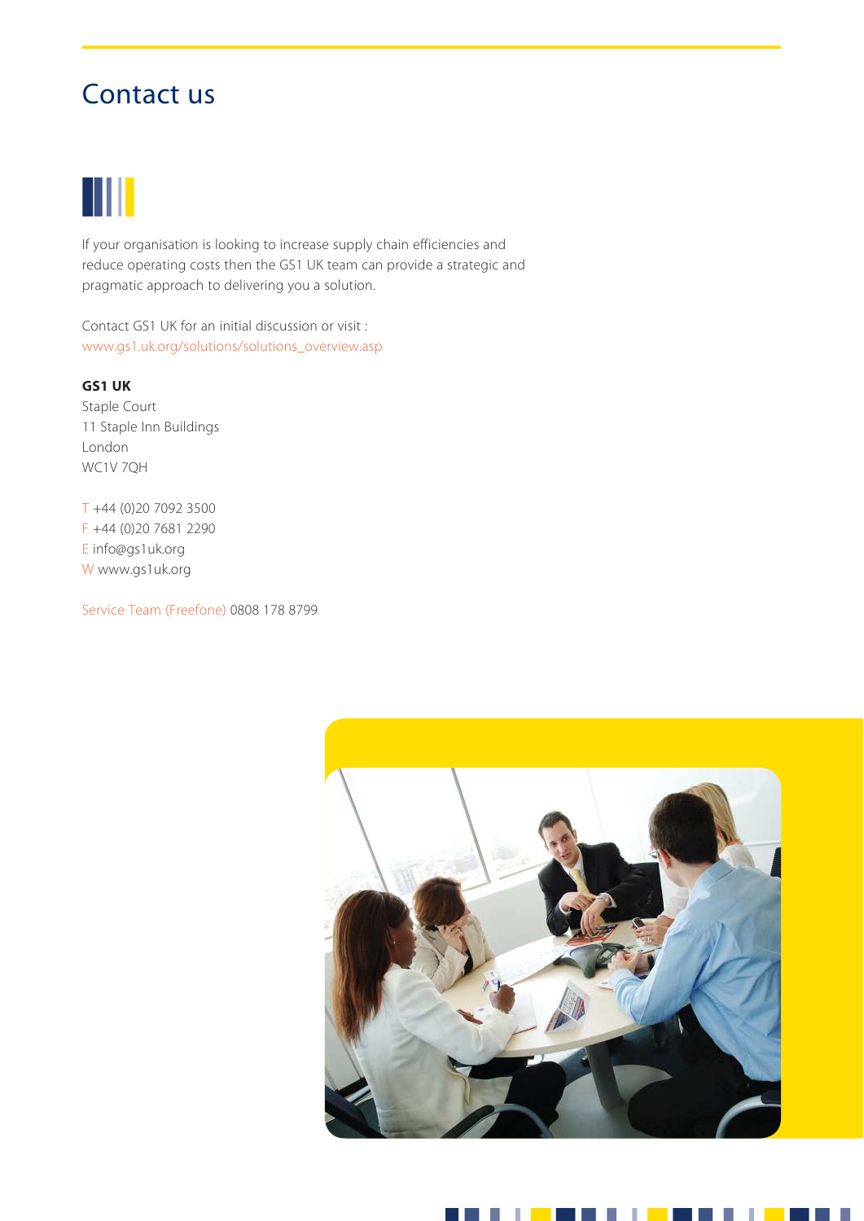# Contact us

If your organisation is looking to increase supply chain efficiencies and reduce operating costs then the GS1 UK team can provide a strategic and pragmatic approach to delivering you a solution.

Contact GS1 UK for an initial discussion or visit :
www.gs1.uk.org/solutions/solutions_overview.asp

**GS1 UK**
Staple Court
11 Staple Inn Buildings
London
WC1V 7QH

T +44 (0)20 7092 3500
F +44 (0)20 7681 2290
E info@gs1uk.org
W www.gs1uk.org

Service Team (Freefone) 0808 178 8799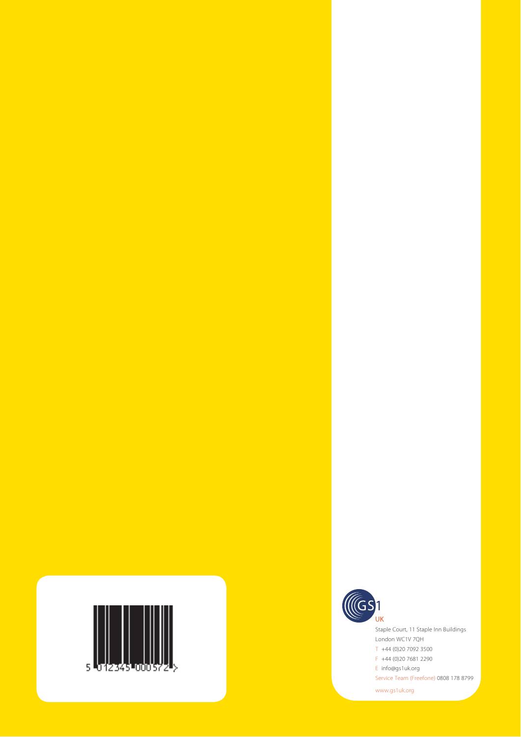5 012345 000572 >

GS1 UK

Staple Court, 11 Staple Inn Buildings
London WC1V 7QH

T +44 (0)20 7092 3500
F +44 (0)20 7681 2290
E info@gs1uk.org
Service Team (Freefone) 0808 178 8799

www.gs1uk.org